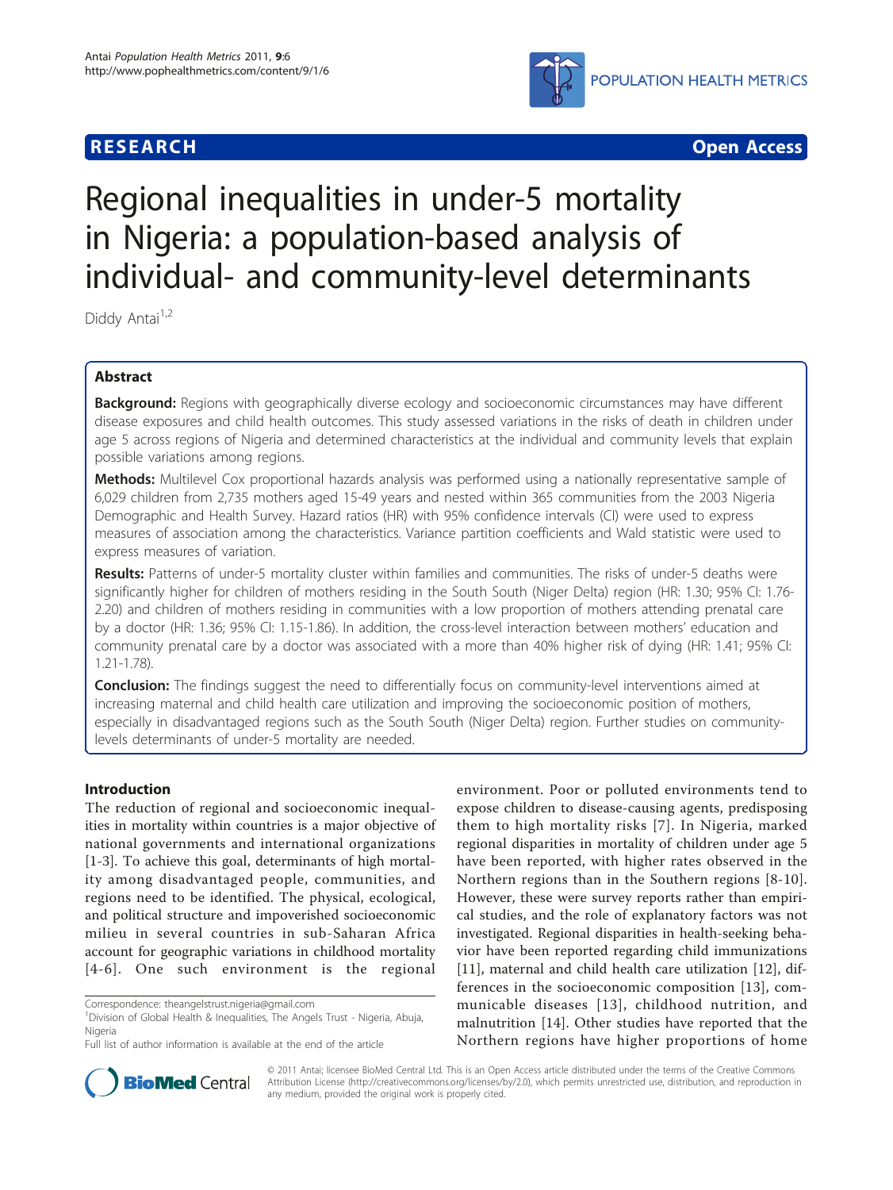**RESEARCH** **Open Access**

# Regional inequalities in under-5 mortality in Nigeria: a population-based analysis of individual- and community-level determinants

Diddy Antai[1,2]

## Abstract

**Background:** Regions with geographically diverse ecology and socioeconomic circumstances may have different disease exposures and child health outcomes. This study assessed variations in the risks of death in children under age 5 across regions of Nigeria and determined characteristics at the individual and community levels that explain possible variations among regions.

**Methods:** Multilevel Cox proportional hazards analysis was performed using a nationally representative sample of 6,029 children from 2,735 mothers aged 15-49 years and nested within 365 communities from the 2003 Nigeria Demographic and Health Survey. Hazard ratios (HR) with 95% confidence intervals (CI) were used to express measures of association among the characteristics. Variance partition coefficients and Wald statistic were used to express measures of variation.

**Results:** Patterns of under-5 mortality cluster within families and communities. The risks of under-5 deaths were significantly higher for children of mothers residing in the South South (Niger Delta) region (HR: 1.30; 95% CI: 1.76-2.20) and children of mothers residing in communities with a low proportion of mothers attending prenatal care by a doctor (HR: 1.36; 95% CI: 1.15-1.86). In addition, the cross-level interaction between mothers' education and community prenatal care by a doctor was associated with a more than 40% higher risk of dying (HR: 1.41; 95% CI: 1.21-1.78).

**Conclusion:** The findings suggest the need to differentially focus on community-level interventions aimed at increasing maternal and child health care utilization and improving the socioeconomic position of mothers, especially in disadvantaged regions such as the South South (Niger Delta) region. Further studies on community-levels determinants of under-5 mortality are needed.

## Introduction

The reduction of regional and socioeconomic inequalities in mortality within countries is a major objective of national governments and international organizations [1-3]. To achieve this goal, determinants of high mortality among disadvantaged people, communities, and regions need to be identified. The physical, ecological, and political structure and impoverished socioeconomic milieu in several countries in sub-Saharan Africa account for geographic variations in childhood mortality [4-6]. One such environment is the regional environment. Poor or polluted environments tend to expose children to disease-causing agents, predisposing them to high mortality risks [7]. In Nigeria, marked regional disparities in mortality of children under age 5 have been reported, with higher rates observed in the Northern regions than in the Southern regions [8-10]. However, these were survey reports rather than empirical studies, and the role of explanatory factors was not investigated. Regional disparities in health-seeking behavior have been reported regarding child immunizations [11], maternal and child health care utilization [12], differences in the socioeconomic composition [13], communicable diseases [13], childhood nutrition, and malnutrition [14]. Other studies have reported that the Northern regions have higher proportions of home

Correspondence: theangelstrust.nigeria@gmail.com
[1]Division of Global Health & Inequalities, The Angels Trust - Nigeria, Abuja, Nigeria
Full list of author information is available at the end of the article

© 2011 Antai; licensee BioMed Central Ltd. This is an Open Access article distributed under the terms of the Creative Commons Attribution License (http://creativecommons.org/licenses/by/2.0), which permits unrestricted use, distribution, and reproduction in any medium, provided the original work is properly cited.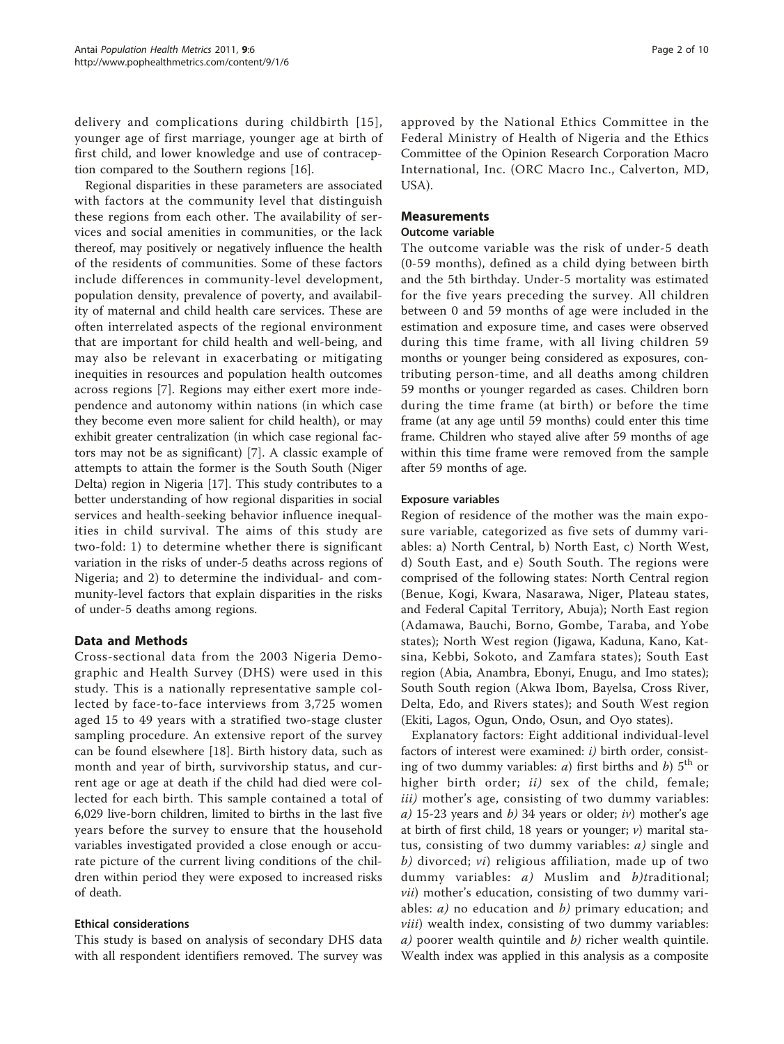delivery and complications during childbirth [15], younger age of first marriage, younger age at birth of first child, and lower knowledge and use of contraception compared to the Southern regions [16].

Regional disparities in these parameters are associated with factors at the community level that distinguish these regions from each other. The availability of services and social amenities in communities, or the lack thereof, may positively or negatively influence the health of the residents of communities. Some of these factors include differences in community-level development, population density, prevalence of poverty, and availability of maternal and child health care services. These are often interrelated aspects of the regional environment that are important for child health and well-being, and may also be relevant in exacerbating or mitigating inequities in resources and population health outcomes across regions [7]. Regions may either exert more independence and autonomy within nations (in which case they become even more salient for child health), or may exhibit greater centralization (in which case regional factors may not be as significant) [7]. A classic example of attempts to attain the former is the South South (Niger Delta) region in Nigeria [17]. This study contributes to a better understanding of how regional disparities in social services and health-seeking behavior influence inequalities in child survival. The aims of this study are two-fold: 1) to determine whether there is significant variation in the risks of under-5 deaths across regions of Nigeria; and 2) to determine the individual- and community-level factors that explain disparities in the risks of under-5 deaths among regions.

## Data and Methods

Cross-sectional data from the 2003 Nigeria Demographic and Health Survey (DHS) were used in this study. This is a nationally representative sample collected by face-to-face interviews from 3,725 women aged 15 to 49 years with a stratified two-stage cluster sampling procedure. An extensive report of the survey can be found elsewhere [18]. Birth history data, such as month and year of birth, survivorship status, and current age or age at death if the child had died were collected for each birth. This sample contained a total of 6,029 live-born children, limited to births in the last five years before the survey to ensure that the household variables investigated provided a close enough or accurate picture of the current living conditions of the children within period they were exposed to increased risks of death.

### Ethical considerations

This study is based on analysis of secondary DHS data with all respondent identifiers removed. The survey was approved by the National Ethics Committee in the Federal Ministry of Health of Nigeria and the Ethics Committee of the Opinion Research Corporation Macro International, Inc. (ORC Macro Inc., Calverton, MD, USA).

## Measurements

### Outcome variable

The outcome variable was the risk of under-5 death (0-59 months), defined as a child dying between birth and the 5th birthday. Under-5 mortality was estimated for the five years preceding the survey. All children between 0 and 59 months of age were included in the estimation and exposure time, and cases were observed during this time frame, with all living children 59 months or younger being considered as exposures, contributing person-time, and all deaths among children 59 months or younger regarded as cases. Children born during the time frame (at birth) or before the time frame (at any age until 59 months) could enter this time frame. Children who stayed alive after 59 months of age within this time frame were removed from the sample after 59 months of age.

### Exposure variables

Region of residence of the mother was the main exposure variable, categorized as five sets of dummy variables: a) North Central, b) North East, c) North West, d) South East, and e) South South. The regions were comprised of the following states: North Central region (Benue, Kogi, Kwara, Nasarawa, Niger, Plateau states, and Federal Capital Territory, Abuja); North East region (Adamawa, Bauchi, Borno, Gombe, Taraba, and Yobe states); North West region (Jigawa, Kaduna, Kano, Katsina, Kebbi, Sokoto, and Zamfara states); South East region (Abia, Anambra, Ebonyi, Enugu, and Imo states); South South region (Akwa Ibom, Bayelsa, Cross River, Delta, Edo, and Rivers states); and South West region (Ekiti, Lagos, Ogun, Ondo, Osun, and Oyo states).

Explanatory factors: Eight additional individual-level factors of interest were examined: *i)* birth order, consisting of two dummy variables: *a)* first births and *b)* 5$^{th}$ or higher birth order; *ii)* sex of the child, female; *iii)* mother's age, consisting of two dummy variables: *a)* 15-23 years and *b)* 34 years or older; *iv)* mother's age at birth of first child, 18 years or younger; *v)* marital status, consisting of two dummy variables: *a)* single and *b)* divorced; *vi)* religious affiliation, made up of two dummy variables: *a)* Muslim and *b)*traditional; *vii)* mother's education, consisting of two dummy variables: *a)* no education and *b)* primary education; and *viii)* wealth index, consisting of two dummy variables: *a)* poorer wealth quintile and *b)* richer wealth quintile. Wealth index was applied in this analysis as a composite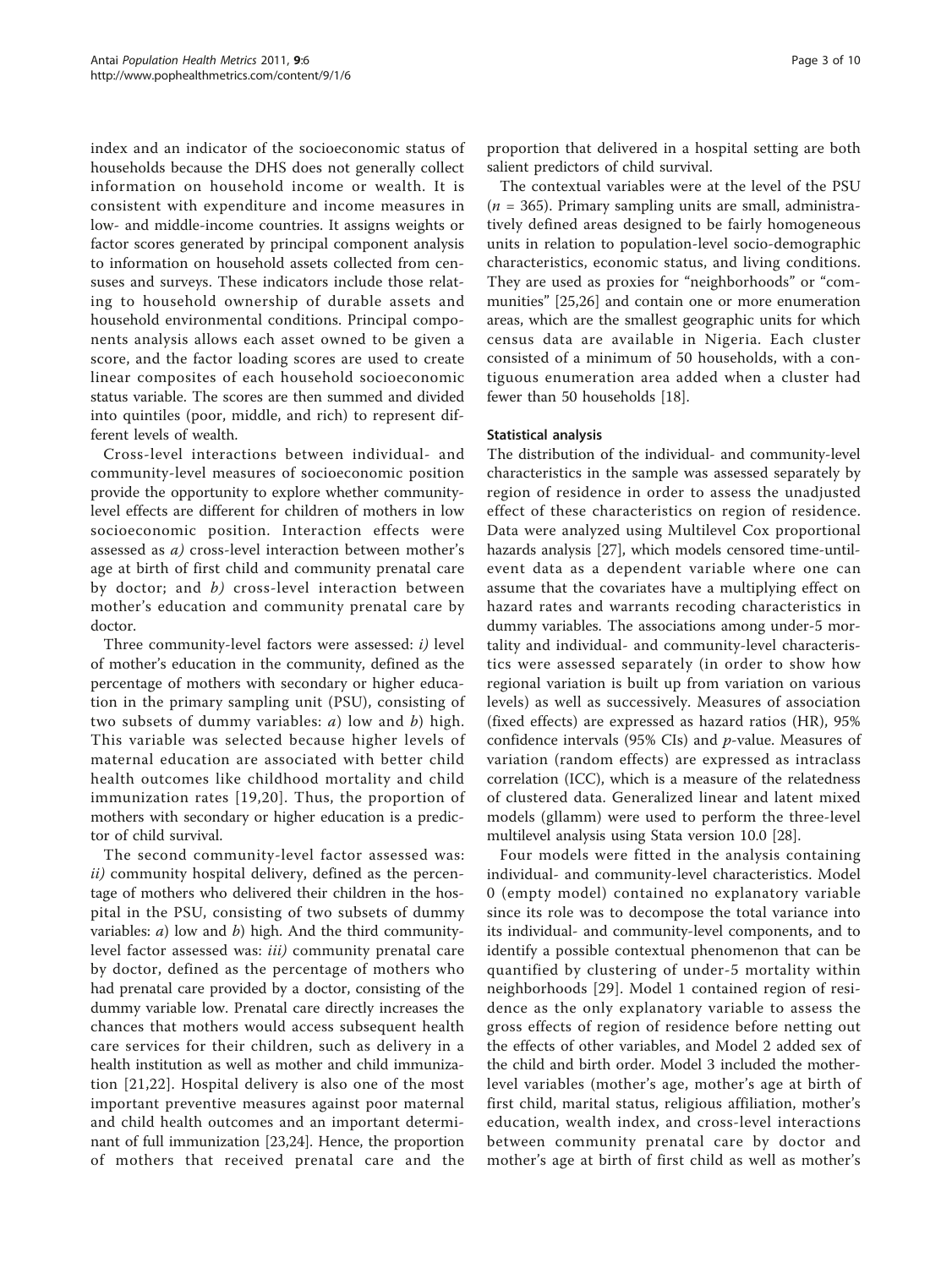index and an indicator of the socioeconomic status of households because the DHS does not generally collect information on household income or wealth. It is consistent with expenditure and income measures in low- and middle-income countries. It assigns weights or factor scores generated by principal component analysis to information on household assets collected from censuses and surveys. These indicators include those relating to household ownership of durable assets and household environmental conditions. Principal components analysis allows each asset owned to be given a score, and the factor loading scores are used to create linear composites of each household socioeconomic status variable. The scores are then summed and divided into quintiles (poor, middle, and rich) to represent different levels of wealth.

Cross-level interactions between individual- and community-level measures of socioeconomic position provide the opportunity to explore whether community-level effects are different for children of mothers in low socioeconomic position. Interaction effects were assessed as *a)* cross-level interaction between mother's age at birth of first child and community prenatal care by doctor; and *b)* cross-level interaction between mother's education and community prenatal care by doctor.

Three community-level factors were assessed: *i)* level of mother's education in the community, defined as the percentage of mothers with secondary or higher education in the primary sampling unit (PSU), consisting of two subsets of dummy variables: *a*) low and *b*) high. This variable was selected because higher levels of maternal education are associated with better child health outcomes like childhood mortality and child immunization rates [19,20]. Thus, the proportion of mothers with secondary or higher education is a predictor of child survival.

The second community-level factor assessed was: *ii)* community hospital delivery, defined as the percentage of mothers who delivered their children in the hospital in the PSU, consisting of two subsets of dummy variables: *a*) low and *b*) high. And the third community-level factor assessed was: *iii)* community prenatal care by doctor, defined as the percentage of mothers who had prenatal care provided by a doctor, consisting of the dummy variable low. Prenatal care directly increases the chances that mothers would access subsequent health care services for their children, such as delivery in a health institution as well as mother and child immunization [21,22]. Hospital delivery is also one of the most important preventive measures against poor maternal and child health outcomes and an important determinant of full immunization [23,24]. Hence, the proportion of mothers that received prenatal care and the proportion that delivered in a hospital setting are both salient predictors of child survival.

The contextual variables were at the level of the PSU ($n$ = 365). Primary sampling units are small, administratively defined areas designed to be fairly homogeneous units in relation to population-level socio-demographic characteristics, economic status, and living conditions. They are used as proxies for "neighborhoods" or "communities" [25,26] and contain one or more enumeration areas, which are the smallest geographic units for which census data are available in Nigeria. Each cluster consisted of a minimum of 50 households, with a contiguous enumeration area added when a cluster had fewer than 50 households [18].

### Statistical analysis

The distribution of the individual- and community-level characteristics in the sample was assessed separately by region of residence in order to assess the unadjusted effect of these characteristics on region of residence. Data were analyzed using Multilevel Cox proportional hazards analysis [27], which models censored time-until-event data as a dependent variable where one can assume that the covariates have a multiplying effect on hazard rates and warrants recoding characteristics in dummy variables. The associations among under-5 mortality and individual- and community-level characteristics were assessed separately (in order to show how regional variation is built up from variation on various levels) as well as successively. Measures of association (fixed effects) are expressed as hazard ratios (HR), 95% confidence intervals (95% CIs) and $p$-value. Measures of variation (random effects) are expressed as intraclass correlation (ICC), which is a measure of the relatedness of clustered data. Generalized linear and latent mixed models (gllamm) were used to perform the three-level multilevel analysis using Stata version 10.0 [28].

Four models were fitted in the analysis containing individual- and community-level characteristics. Model 0 (empty model) contained no explanatory variable since its role was to decompose the total variance into its individual- and community-level components, and to identify a possible contextual phenomenon that can be quantified by clustering of under-5 mortality within neighborhoods [29]. Model 1 contained region of residence as the only explanatory variable to assess the gross effects of region of residence before netting out the effects of other variables, and Model 2 added sex of the child and birth order. Model 3 included the mother-level variables (mother's age, mother's age at birth of first child, marital status, religious affiliation, mother's education, wealth index, and cross-level interactions between community prenatal care by doctor and mother's age at birth of first child as well as mother's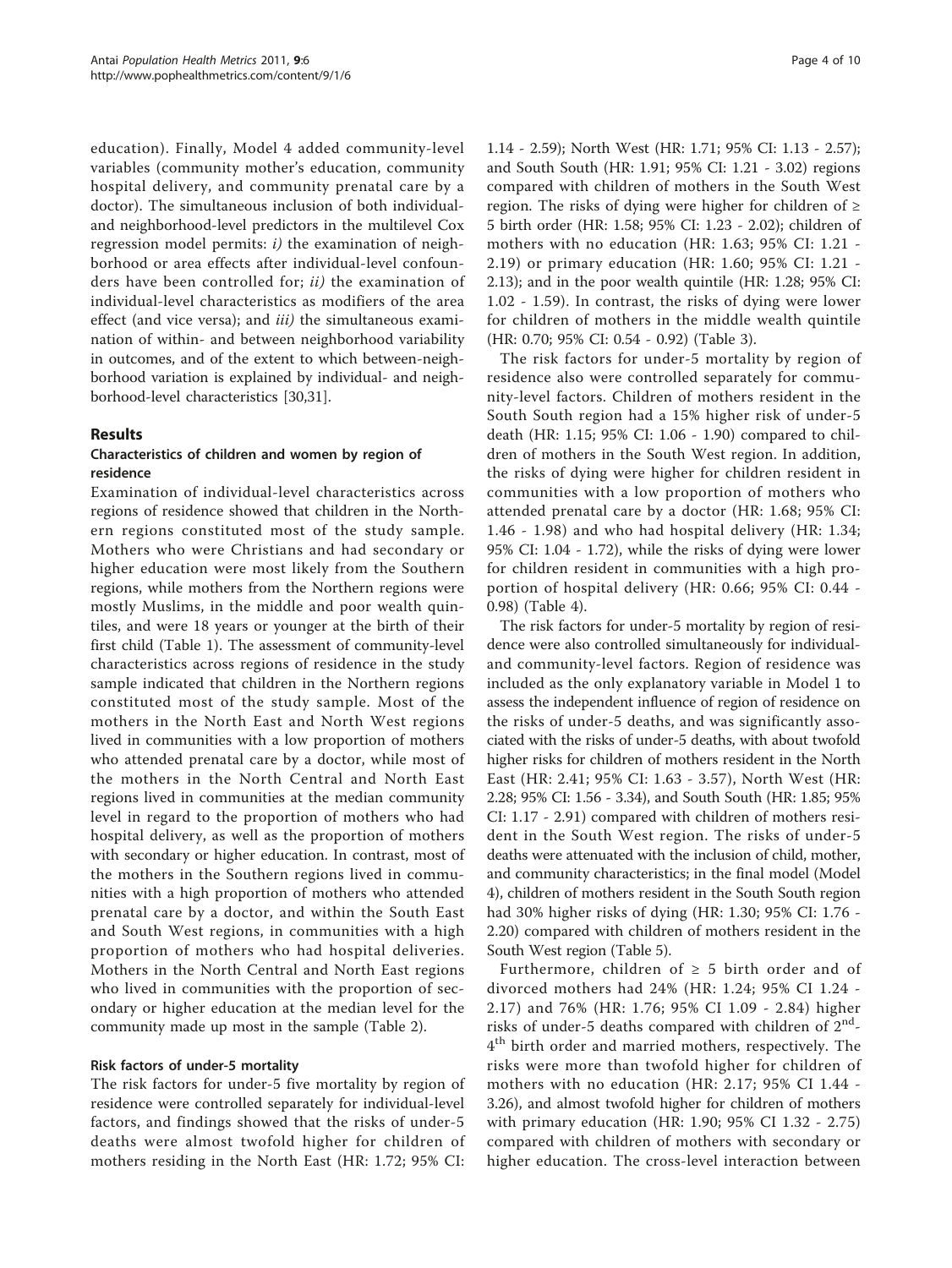education). Finally, Model 4 added community-level variables (community mother's education, community hospital delivery, and community prenatal care by a doctor). The simultaneous inclusion of both individual- and neighborhood-level predictors in the multilevel Cox regression model permits: *i)* the examination of neighborhood or area effects after individual-level confounders have been controlled for; *ii)* the examination of individual-level characteristics as modifiers of the area effect (and vice versa); and *iii)* the simultaneous examination of within- and between neighborhood variability in outcomes, and of the extent to which between-neighborhood variation is explained by individual- and neighborhood-level characteristics [30,31].

## Results

### Characteristics of children and women by region of residence

Examination of individual-level characteristics across regions of residence showed that children in the Northern regions constituted most of the study sample. Mothers who were Christians and had secondary or higher education were most likely from the Southern regions, while mothers from the Northern regions were mostly Muslims, in the middle and poor wealth quintiles, and were 18 years or younger at the birth of their first child (Table 1). The assessment of community-level characteristics across regions of residence in the study sample indicated that children in the Northern regions constituted most of the study sample. Most of the mothers in the North East and North West regions lived in communities with a low proportion of mothers who attended prenatal care by a doctor, while most of the mothers in the North Central and North East regions lived in communities at the median community level in regard to the proportion of mothers who had hospital delivery, as well as the proportion of mothers with secondary or higher education. In contrast, most of the mothers in the Southern regions lived in communities with a high proportion of mothers who attended prenatal care by a doctor, and within the South East and South West regions, in communities with a high proportion of mothers who had hospital deliveries. Mothers in the North Central and North East regions who lived in communities with the proportion of secondary or higher education at the median level for the community made up most in the sample (Table 2).

### Risk factors of under-5 mortality

The risk factors for under-5 five mortality by region of residence were controlled separately for individual-level factors, and findings showed that the risks of under-5 deaths were almost twofold higher for children of mothers residing in the North East (HR: 1.72; 95% CI: 1.14 - 2.59); North West (HR: 1.71; 95% CI: 1.13 - 2.57); and South South (HR: 1.91; 95% CI: 1.21 - 3.02) regions compared with children of mothers in the South West region. The risks of dying were higher for children of ≥ 5 birth order (HR: 1.58; 95% CI: 1.23 - 2.02); children of mothers with no education (HR: 1.63; 95% CI: 1.21 - 2.19) or primary education (HR: 1.60; 95% CI: 1.21 - 2.13); and in the poor wealth quintile (HR: 1.28; 95% CI: 1.02 - 1.59). In contrast, the risks of dying were lower for children of mothers in the middle wealth quintile (HR: 0.70; 95% CI: 0.54 - 0.92) (Table 3).

The risk factors for under-5 mortality by region of residence also were controlled separately for community-level factors. Children of mothers resident in the South South region had a 15% higher risk of under-5 death (HR: 1.15; 95% CI: 1.06 - 1.90) compared to children of mothers in the South West region. In addition, the risks of dying were higher for children resident in communities with a low proportion of mothers who attended prenatal care by a doctor (HR: 1.68; 95% CI: 1.46 - 1.98) and who had hospital delivery (HR: 1.34; 95% CI: 1.04 - 1.72), while the risks of dying were lower for children resident in communities with a high proportion of hospital delivery (HR: 0.66; 95% CI: 0.44 - 0.98) (Table 4).

The risk factors for under-5 mortality by region of residence were also controlled simultaneously for individual- and community-level factors. Region of residence was included as the only explanatory variable in Model 1 to assess the independent influence of region of residence on the risks of under-5 deaths, and was significantly associated with the risks of under-5 deaths, with about twofold higher risks for children of mothers resident in the North East (HR: 2.41; 95% CI: 1.63 - 3.57), North West (HR: 2.28; 95% CI: 1.56 - 3.34), and South South (HR: 1.85; 95% CI: 1.17 - 2.91) compared with children of mothers resident in the South West region. The risks of under-5 deaths were attenuated with the inclusion of child, mother, and community characteristics; in the final model (Model 4), children of mothers resident in the South South region had 30% higher risks of dying (HR: 1.30; 95% CI: 1.76 - 2.20) compared with children of mothers resident in the South West region (Table 5).

Furthermore, children of ≥ 5 birth order and of divorced mothers had 24% (HR: 1.24; 95% CI 1.24 - 2.17) and 76% (HR: 1.76; 95% CI 1.09 - 2.84) higher risks of under-5 deaths compared with children of 2[nd]-4[th] birth order and married mothers, respectively. The risks were more than twofold higher for children of mothers with no education (HR: 2.17; 95% CI 1.44 - 3.26), and almost twofold higher for children of mothers with primary education (HR: 1.90; 95% CI 1.32 - 2.75) compared with children of mothers with secondary or higher education. The cross-level interaction between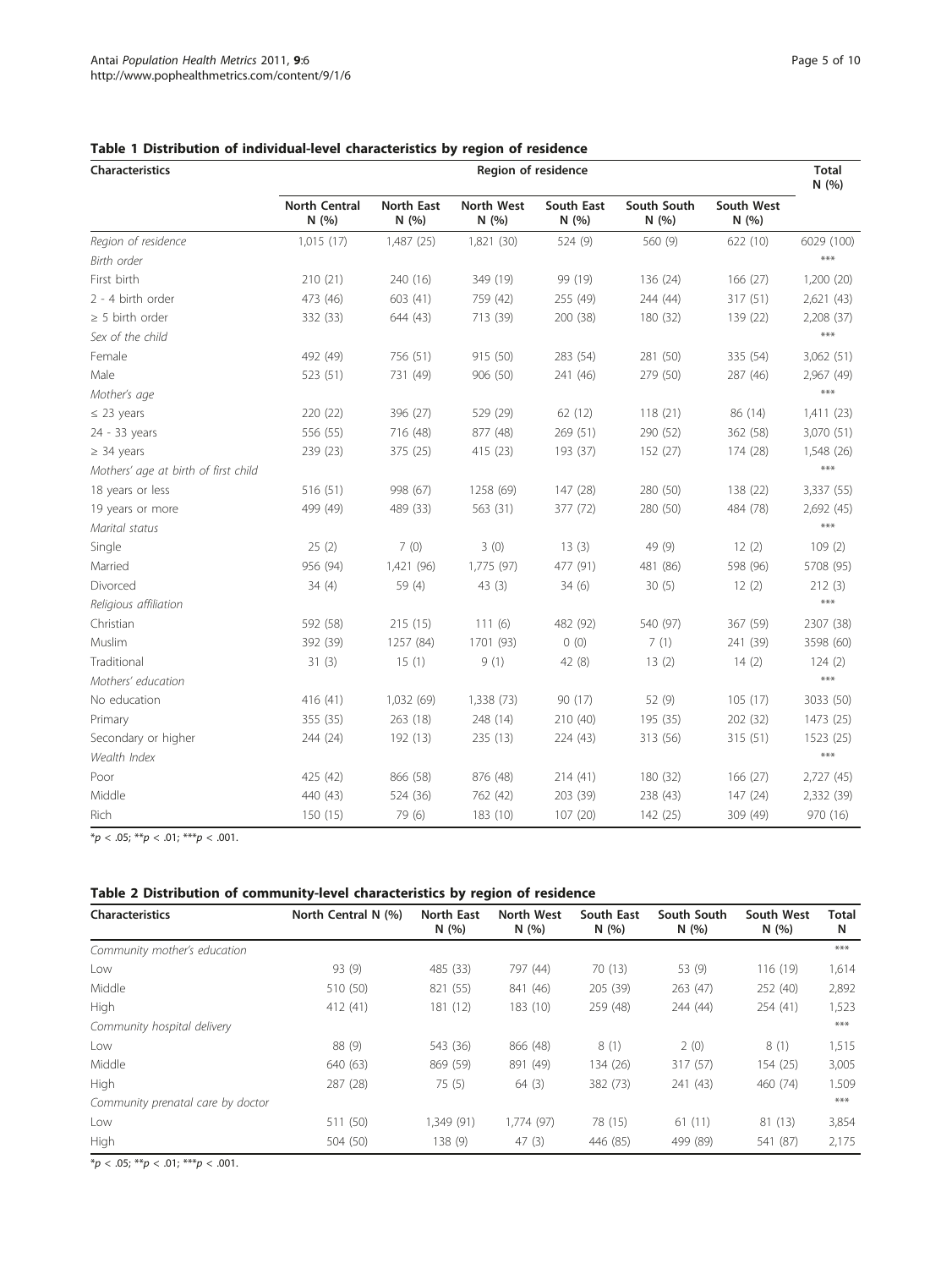**Table 1 Distribution of individual-level characteristics by region of residence**

| Characteristics | Region of residence | | | | | | Total N (%) |
|---|---|---|---|---|---|---|---|
| | North Central N (%) | North East N (%) | North West N (%) | South East N (%) | South South N (%) | South West N (%) | |
| *Region of residence* | 1,015 (17) | 1,487 (25) | 1,821 (30) | 524 (9) | 560 (9) | 622 (10) | 6029 (100) |
| *Birth order* | | | | | | | *** |
| First birth | 210 (21) | 240 (16) | 349 (19) | 99 (19) | 136 (24) | 166 (27) | 1,200 (20) |
| 2 - 4 birth order | 473 (46) | 603 (41) | 759 (42) | 255 (49) | 244 (44) | 317 (51) | 2,621 (43) |
| ≥ 5 birth order | 332 (33) | 644 (43) | 713 (39) | 200 (38) | 180 (32) | 139 (22) | 2,208 (37) |
| *Sex of the child* | | | | | | | *** |
| Female | 492 (49) | 756 (51) | 915 (50) | 283 (54) | 281 (50) | 335 (54) | 3,062 (51) |
| Male | 523 (51) | 731 (49) | 906 (50) | 241 (46) | 279 (50) | 287 (46) | 2,967 (49) |
| *Mother's age* | | | | | | | *** |
| ≤ 23 years | 220 (22) | 396 (27) | 529 (29) | 62 (12) | 118 (21) | 86 (14) | 1,411 (23) |
| 24 - 33 years | 556 (55) | 716 (48) | 877 (48) | 269 (51) | 290 (52) | 362 (58) | 3,070 (51) |
| ≥ 34 years | 239 (23) | 375 (25) | 415 (23) | 193 (37) | 152 (27) | 174 (28) | 1,548 (26) |
| *Mothers' age at birth of first child* | | | | | | | *** |
| 18 years or less | 516 (51) | 998 (67) | 1258 (69) | 147 (28) | 280 (50) | 138 (22) | 3,337 (55) |
| 19 years or more | 499 (49) | 489 (33) | 563 (31) | 377 (72) | 280 (50) | 484 (78) | 2,692 (45) |
| *Marital status* | | | | | | | *** |
| Single | 25 (2) | 7 (0) | 3 (0) | 13 (3) | 49 (9) | 12 (2) | 109 (2) |
| Married | 956 (94) | 1,421 (96) | 1,775 (97) | 477 (91) | 481 (86) | 598 (96) | 5708 (95) |
| Divorced | 34 (4) | 59 (4) | 43 (3) | 34 (6) | 30 (5) | 12 (2) | 212 (3) |
| *Religious affiliation* | | | | | | | *** |
| Christian | 592 (58) | 215 (15) | 111 (6) | 482 (92) | 540 (97) | 367 (59) | 2307 (38) |
| Muslim | 392 (39) | 1257 (84) | 1701 (93) | 0 (0) | 7 (1) | 241 (39) | 3598 (60) |
| Traditional | 31 (3) | 15 (1) | 9 (1) | 42 (8) | 13 (2) | 14 (2) | 124 (2) |
| *Mothers' education* | | | | | | | *** |
| No education | 416 (41) | 1,032 (69) | 1,338 (73) | 90 (17) | 52 (9) | 105 (17) | 3033 (50) |
| Primary | 355 (35) | 263 (18) | 248 (14) | 210 (40) | 195 (35) | 202 (32) | 1473 (25) |
| Secondary or higher | 244 (24) | 192 (13) | 235 (13) | 224 (43) | 313 (56) | 315 (51) | 1523 (25) |
| *Wealth Index* | | | | | | | *** |
| Poor | 425 (42) | 866 (58) | 876 (48) | 214 (41) | 180 (32) | 166 (27) | 2,727 (45) |
| Middle | 440 (43) | 524 (36) | 762 (42) | 203 (39) | 238 (43) | 147 (24) | 2,332 (39) |
| Rich | 150 (15) | 79 (6) | 183 (10) | 107 (20) | 142 (25) | 309 (49) | 970 (16) |

*$p < .05$; **$p < .01$; ***$p < .001$.

**Table 2 Distribution of community-level characteristics by region of residence**

| Characteristics | North Central N (%) | North East N (%) | North West N (%) | South East N (%) | South South N (%) | South West N (%) | Total N |
|---|---|---|---|---|---|---|---|
| *Community mother's education* | | | | | | | *** |
| Low | 93 (9) | 485 (33) | 797 (44) | 70 (13) | 53 (9) | 116 (19) | 1,614 |
| Middle | 510 (50) | 821 (55) | 841 (46) | 205 (39) | 263 (47) | 252 (40) | 2,892 |
| High | 412 (41) | 181 (12) | 183 (10) | 259 (48) | 244 (44) | 254 (41) | 1,523 |
| *Community hospital delivery* | | | | | | | *** |
| Low | 88 (9) | 543 (36) | 866 (48) | 8 (1) | 2 (0) | 8 (1) | 1,515 |
| Middle | 640 (63) | 869 (59) | 891 (49) | 134 (26) | 317 (57) | 154 (25) | 3,005 |
| High | 287 (28) | 75 (5) | 64 (3) | 382 (73) | 241 (43) | 460 (74) | 1.509 |
| *Community prenatal care by doctor* | | | | | | | *** |
| Low | 511 (50) | 1,349 (91) | 1,774 (97) | 78 (15) | 61 (11) | 81 (13) | 3,854 |
| High | 504 (50) | 138 (9) | 47 (3) | 446 (85) | 499 (89) | 541 (87) | 2,175 |

*$p < .05$; **$p < .01$; ***$p < .001$.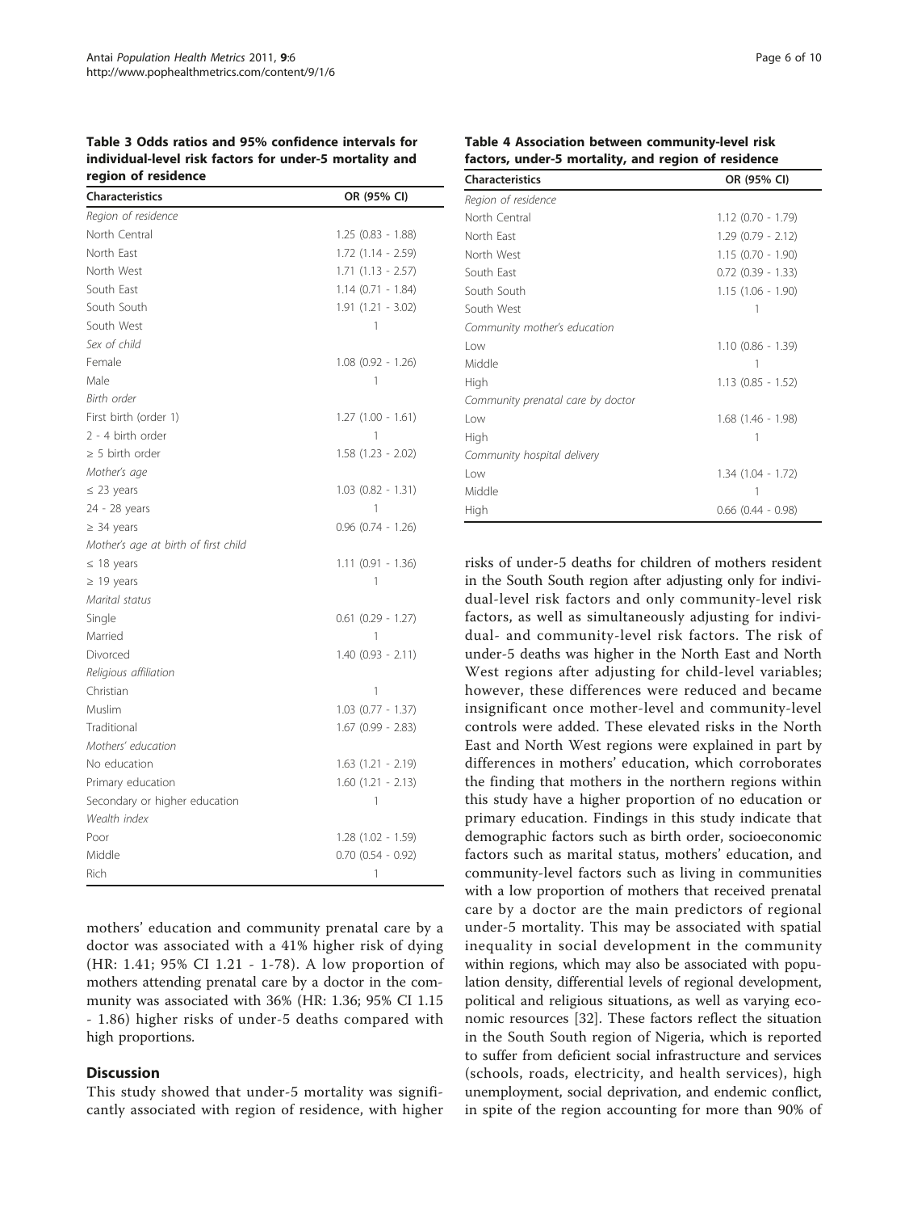**Table 3 Odds ratios and 95% confidence intervals for individual-level risk factors for under-5 mortality and region of residence**

| Characteristics | OR (95% CI) |
|---|---|
| *Region of residence* | |
| North Central | 1.25 (0.83 - 1.88) |
| North East | 1.72 (1.14 - 2.59) |
| North West | 1.71 (1.13 - 2.57) |
| South East | 1.14 (0.71 - 1.84) |
| South South | 1.91 (1.21 - 3.02) |
| South West | 1 |
| *Sex of child* | |
| Female | 1.08 (0.92 - 1.26) |
| Male | 1 |
| *Birth order* | |
| First birth (order 1) | 1.27 (1.00 - 1.61) |
| 2 - 4 birth order | 1 |
| ≥ 5 birth order | 1.58 (1.23 - 2.02) |
| *Mother's age* | |
| ≤ 23 years | 1.03 (0.82 - 1.31) |
| 24 - 28 years | 1 |
| ≥ 34 years | 0.96 (0.74 - 1.26) |
| *Mother's age at birth of first child* | |
| ≤ 18 years | 1.11 (0.91 - 1.36) |
| ≥ 19 years | 1 |
| *Marital status* | |
| Single | 0.61 (0.29 - 1.27) |
| Married | 1 |
| Divorced | 1.40 (0.93 - 2.11) |
| *Religious affiliation* | |
| Christian | 1 |
| Muslim | 1.03 (0.77 - 1.37) |
| Traditional | 1.67 (0.99 - 2.83) |
| *Mothers' education* | |
| No education | 1.63 (1.21 - 2.19) |
| Primary education | 1.60 (1.21 - 2.13) |
| Secondary or higher education | 1 |
| *Wealth index* | |
| Poor | 1.28 (1.02 - 1.59) |
| Middle | 0.70 (0.54 - 0.92) |
| Rich | 1 |

mothers' education and community prenatal care by a doctor was associated with a 41% higher risk of dying (HR: 1.41; 95% CI 1.21 - 1-78). A low proportion of mothers attending prenatal care by a doctor in the community was associated with 36% (HR: 1.36; 95% CI 1.15 - 1.86) higher risks of under-5 deaths compared with high proportions.

## Discussion

This study showed that under-5 mortality was significantly associated with region of residence, with higher risks of under-5 deaths for children of mothers resident in the South South region after adjusting only for individual-level risk factors and only community-level risk factors, as well as simultaneously adjusting for individual- and community-level risk factors. The risk of under-5 deaths was higher in the North East and North West regions after adjusting for child-level variables; however, these differences were reduced and became insignificant once mother-level and community-level controls were added. These elevated risks in the North East and North West regions were explained in part by differences in mothers' education, which corroborates the finding that mothers in the northern regions within this study have a higher proportion of no education or primary education. Findings in this study indicate that demographic factors such as birth order, socioeconomic factors such as marital status, mothers' education, and community-level factors such as living in communities with a low proportion of mothers that received prenatal care by a doctor are the main predictors of regional under-5 mortality. This may be associated with spatial inequality in social development in the community within regions, which may also be associated with population density, differential levels of regional development, political and religious situations, as well as varying economic resources [32]. These factors reflect the situation in the South South region of Nigeria, which is reported to suffer from deficient social infrastructure and services (schools, roads, electricity, and health services), high unemployment, social deprivation, and endemic conflict, in spite of the region accounting for more than 90% of

**Table 4 Association between community-level risk factors, under-5 mortality, and region of residence**

| Characteristics | OR (95% CI) |
|---|---|
| *Region of residence* | |
| North Central | 1.12 (0.70 - 1.79) |
| North East | 1.29 (0.79 - 2.12) |
| North West | 1.15 (0.70 - 1.90) |
| South East | 0.72 (0.39 - 1.33) |
| South South | 1.15 (1.06 - 1.90) |
| South West | 1 |
| *Community mother's education* | |
| Low | 1.10 (0.86 - 1.39) |
| Middle | 1 |
| High | 1.13 (0.85 - 1.52) |
| *Community prenatal care by doctor* | |
| Low | 1.68 (1.46 - 1.98) |
| High | 1 |
| *Community hospital delivery* | |
| Low | 1.34 (1.04 - 1.72) |
| Middle | 1 |
| High | 0.66 (0.44 - 0.98) |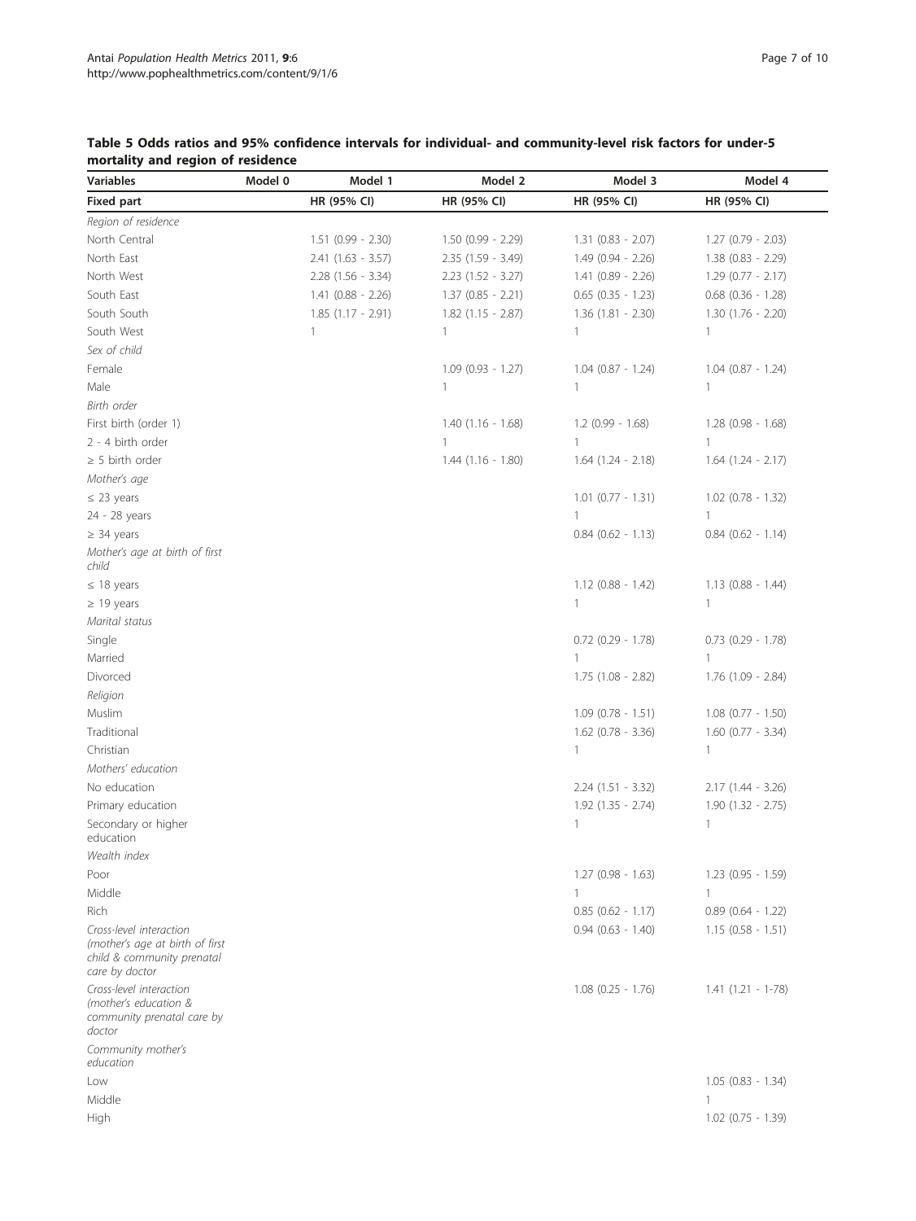**Table 5 Odds ratios and 95% confidence intervals for individual- and community-level risk factors for under-5 mortality and region of residence**

| Variables | Model 0 | Model 1 | Model 2 | Model 3 | Model 4 |
|---|---|---|---|---|---|
| **Fixed part** | | **HR (95% CI)** | **HR (95% CI)** | **HR (95% CI)** | **HR (95% CI)** |
| *Region of residence* | | | | | |
| North Central | | 1.51 (0.99 - 2.30) | 1.50 (0.99 - 2.29) | 1.31 (0.83 - 2.07) | 1.27 (0.79 - 2.03) |
| North East | | 2.41 (1.63 - 3.57) | 2.35 (1.59 - 3.49) | 1.49 (0.94 - 2.26) | 1.38 (0.83 - 2.29) |
| North West | | 2.28 (1.56 - 3.34) | 2.23 (1.52 - 3.27) | 1.41 (0.89 - 2.26) | 1.29 (0.77 - 2.17) |
| South East | | 1.41 (0.88 - 2.26) | 1.37 (0.85 - 2.21) | 0.65 (0.35 - 1.23) | 0.68 (0.36 - 1.28) |
| South South | | 1.85 (1.17 - 2.91) | 1.82 (1.15 - 2.87) | 1.36 (1.81 - 2.30) | 1.30 (1.76 - 2.20) |
| South West | | 1 | 1 | 1 | 1 |
| *Sex of child* | | | | | |
| Female | | | 1.09 (0.93 - 1.27) | 1.04 (0.87 - 1.24) | 1.04 (0.87 - 1.24) |
| Male | | | 1 | 1 | 1 |
| *Birth order* | | | | | |
| First birth (order 1) | | | 1.40 (1.16 - 1.68) | 1.2 (0.99 - 1.68) | 1.28 (0.98 - 1.68) |
| 2 - 4 birth order | | | 1 | 1 | 1 |
| ≥ 5 birth order | | | 1.44 (1.16 - 1.80) | 1.64 (1.24 - 2.18) | 1.64 (1.24 - 2.17) |
| *Mother's age* | | | | | |
| ≤ 23 years | | | | 1.01 (0.77 - 1.31) | 1.02 (0.78 - 1.32) |
| 24 - 28 years | | | | 1 | 1 |
| ≥ 34 years | | | | 0.84 (0.62 - 1.13) | 0.84 (0.62 - 1.14) |
| *Mother's age at birth of first child* | | | | | |
| ≤ 18 years | | | | 1.12 (0.88 - 1.42) | 1.13 (0.88 - 1.44) |
| ≥ 19 years | | | | 1 | 1 |
| *Marital status* | | | | | |
| Single | | | | 0.72 (0.29 - 1.78) | 0.73 (0.29 - 1.78) |
| Married | | | | 1 | 1 |
| Divorced | | | | 1.75 (1.08 - 2.82) | 1.76 (1.09 - 2.84) |
| *Religion* | | | | | |
| Muslim | | | | 1.09 (0.78 - 1.51) | 1.08 (0.77 - 1.50) |
| Traditional | | | | 1.62 (0.78 - 3.36) | 1.60 (0.77 - 3.34) |
| Christian | | | | 1 | 1 |
| *Mothers' education* | | | | | |
| No education | | | | 2.24 (1.51 - 3.32) | 2.17 (1.44 - 3.26) |
| Primary education | | | | 1.92 (1.35 - 2.74) | 1.90 (1.32 - 2.75) |
| Secondary or higher education | | | | 1 | 1 |
| *Wealth index* | | | | | |
| Poor | | | | 1.27 (0.98 - 1.63) | 1.23 (0.95 - 1.59) |
| Middle | | | | 1 | 1 |
| Rich | | | | 0.85 (0.62 - 1.17) | 0.89 (0.64 - 1.22) |
| *Cross-level interaction (mother's age at birth of first child & community prenatal care by doctor* | | | | 0.94 (0.63 - 1.40) | 1.15 (0.58 - 1.51) |
| *Cross-level interaction (mother's education & community prenatal care by doctor* | | | | 1.08 (0.25 - 1.76) | 1.41 (1.21 - 1-78) |
| *Community mother's education* | | | | | |
| Low | | | | | 1.05 (0.83 - 1.34) |
| Middle | | | | | 1 |
| High | | | | | 1.02 (0.75 - 1.39) |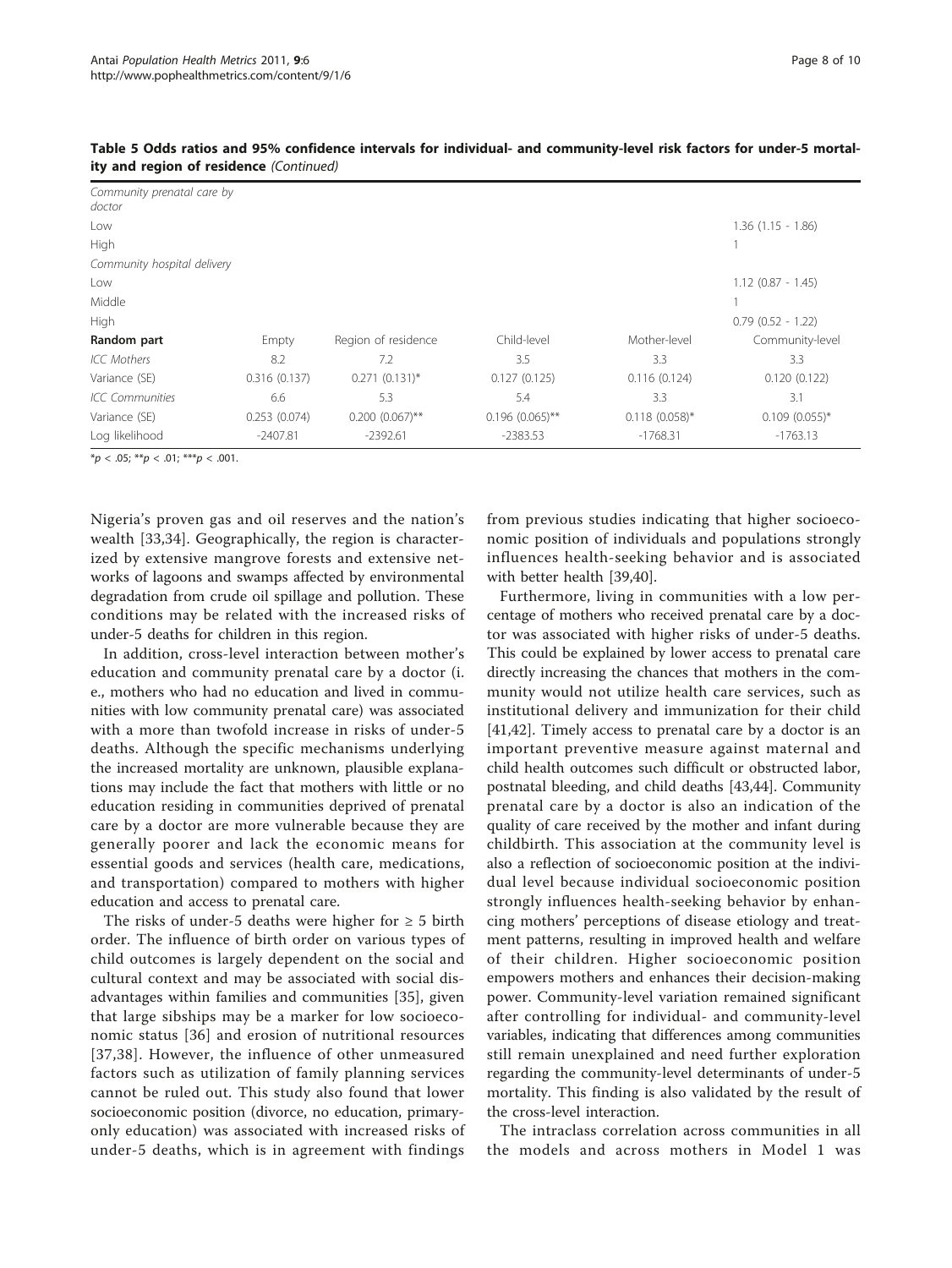**Table 5 Odds ratios and 95% confidence intervals for individual- and community-level risk factors for under-5 mortality and region of residence** *(Continued)*

| | | | | | |
|---|---|---|---|---|---|
| *Community prenatal care by doctor* | | | | | |
| Low | | | | | 1.36 (1.15 - 1.86) |
| High | | | | | 1 |
| *Community hospital delivery* | | | | | |
| Low | | | | | 1.12 (0.87 - 1.45) |
| Middle | | | | | 1 |
| High | | | | | 0.79 (0.52 - 1.22) |
| **Random part** | Empty | Region of residence | Child-level | Mother-level | Community-level |
| *ICC Mothers* | 8.2 | 7.2 | 3.5 | 3.3 | 3.3 |
| Variance (SE) | 0.316 (0.137) | 0.271 (0.131)* | 0.127 (0.125) | 0.116 (0.124) | 0.120 (0.122) |
| *ICC Communities* | 6.6 | 5.3 | 5.4 | 3.3 | 3.1 |
| Variance (SE) | 0.253 (0.074) | 0.200 (0.067)** | 0.196 (0.065)** | 0.118 (0.058)* | 0.109 (0.055)* |
| Log likelihood | -2407.81 | -2392.61 | -2383.53 | -1768.31 | -1763.13 |

*$p < .05$; **$p < .01$; ***$p < .001$.

Nigeria's proven gas and oil reserves and the nation's wealth [33,34]. Geographically, the region is characterized by extensive mangrove forests and extensive networks of lagoons and swamps affected by environmental degradation from crude oil spillage and pollution. These conditions may be related with the increased risks of under-5 deaths for children in this region.

In addition, cross-level interaction between mother's education and community prenatal care by a doctor (i.e., mothers who had no education and lived in communities with low community prenatal care) was associated with a more than twofold increase in risks of under-5 deaths. Although the specific mechanisms underlying the increased mortality are unknown, plausible explanations may include the fact that mothers with little or no education residing in communities deprived of prenatal care by a doctor are more vulnerable because they are generally poorer and lack the economic means for essential goods and services (health care, medications, and transportation) compared to mothers with higher education and access to prenatal care.

The risks of under-5 deaths were higher for ≥ 5 birth order. The influence of birth order on various types of child outcomes is largely dependent on the social and cultural context and may be associated with social disadvantages within families and communities [35], given that large sibships may be a marker for low socioeconomic status [36] and erosion of nutritional resources [37,38]. However, the influence of other unmeasured factors such as utilization of family planning services cannot be ruled out. This study also found that lower socioeconomic position (divorce, no education, primary-only education) was associated with increased risks of under-5 deaths, which is in agreement with findings from previous studies indicating that higher socioeconomic position of individuals and populations strongly influences health-seeking behavior and is associated with better health [39,40].

Furthermore, living in communities with a low percentage of mothers who received prenatal care by a doctor was associated with higher risks of under-5 deaths. This could be explained by lower access to prenatal care directly increasing the chances that mothers in the community would not utilize health care services, such as institutional delivery and immunization for their child [41,42]. Timely access to prenatal care by a doctor is an important preventive measure against maternal and child health outcomes such difficult or obstructed labor, postnatal bleeding, and child deaths [43,44]. Community prenatal care by a doctor is also an indication of the quality of care received by the mother and infant during childbirth. This association at the community level is also a reflection of socioeconomic position at the individual level because individual socioeconomic position strongly influences health-seeking behavior by enhancing mothers' perceptions of disease etiology and treatment patterns, resulting in improved health and welfare of their children. Higher socioeconomic position empowers mothers and enhances their decision-making power. Community-level variation remained significant after controlling for individual- and community-level variables, indicating that differences among communities still remain unexplained and need further exploration regarding the community-level determinants of under-5 mortality. This finding is also validated by the result of the cross-level interaction.

The intraclass correlation across communities in all the models and across mothers in Model 1 was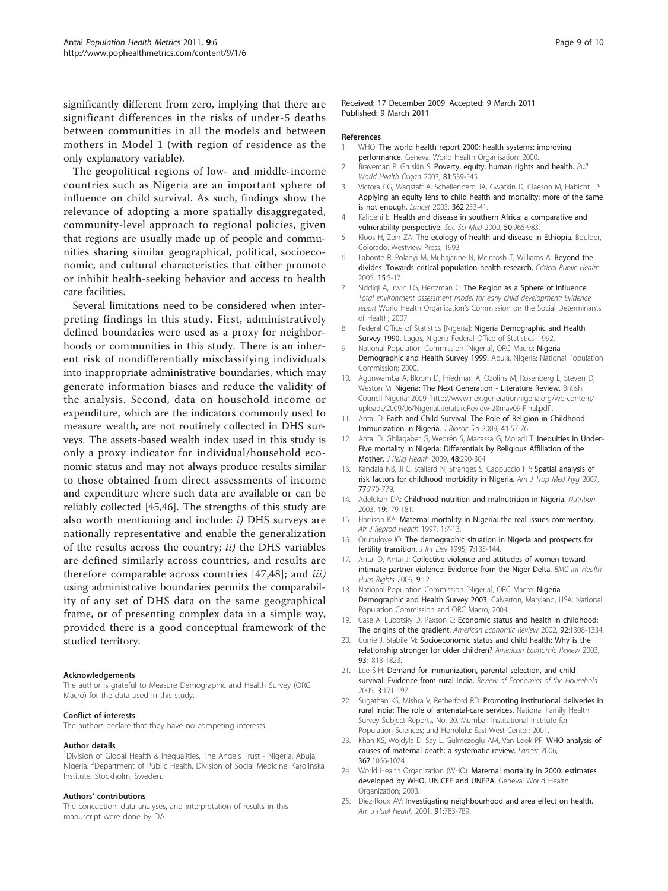significantly different from zero, implying that there are significant differences in the risks of under-5 deaths between communities in all the models and between mothers in Model 1 (with region of residence as the only explanatory variable).

The geopolitical regions of low- and middle-income countries such as Nigeria are an important sphere of influence on child survival. As such, findings show the relevance of adopting a more spatially disaggregated, community-level approach to regional policies, given that regions are usually made up of people and communities sharing similar geographical, political, socioeconomic, and cultural characteristics that either promote or inhibit health-seeking behavior and access to health care facilities.

Several limitations need to be considered when interpreting findings in this study. First, administratively defined boundaries were used as a proxy for neighborhoods or communities in this study. There is an inherent risk of nondifferentially misclassifying individuals into inappropriate administrative boundaries, which may generate information biases and reduce the validity of the analysis. Second, data on household income or expenditure, which are the indicators commonly used to measure wealth, are not routinely collected in DHS surveys. The assets-based wealth index used in this study is only a proxy indicator for individual/household economic status and may not always produce results similar to those obtained from direct assessments of income and expenditure where such data are available or can be reliably collected [45,46]. The strengths of this study are also worth mentioning and include: *i)* DHS surveys are nationally representative and enable the generalization of the results across the country; *ii)* the DHS variables are defined similarly across countries, and results are therefore comparable across countries [47,48]; and *iii)* using administrative boundaries permits the comparability of any set of DHS data on the same geographical frame, or of presenting complex data in a simple way, provided there is a good conceptual framework of the studied territory.

#### Acknowledgements

The author is grateful to Measure Demographic and Health Survey (ORC Macro) for the data used in this study.

#### Conflict of interests

The authors declare that they have no competing interests.

#### Author details

[1]Division of Global Health & Inequalities, The Angels Trust - Nigeria, Abuja, Nigeria. [2]Department of Public Health, Division of Social Medicine, Karolinska Institute, Stockholm, Sweden.

#### Authors' contributions

The conception, data analyses, and interpretation of results in this manuscript were done by DA.

Received: 17 December 2009 Accepted: 9 March 2011
Published: 9 March 2011

#### References

1. WHO: **The world health report 2000; health systems: improving performance.** Geneva: World Health Organisation; 2000.
2. Braveman P, Gruskin S: **Poverty, equity, human rights and health.** *Bull World Health Organ* 2003, **81**:539-545.
3. Victora CG, Wagstaff A, Schellenberg JA, Gwatkin D, Claeson M, Habicht JP: **Applying an equity lens to child health and mortality: more of the same is not enough.** *Lancet* 2003, **362**:233-41.
4. Kalipeni E: **Health and disease in southern Africa: a comparative and vulnerability perspective.** *Soc Sci Med* 2000, **50**:965-983.
5. Kloos H, Zein ZA: **The ecology of health and disease in Ethiopia.** Boulder, Colorado: Westview Press; 1993.
6. Labonte R, Polanyi M, Muhajarine N, McIntosh T, Williams A: **Beyond the divides: Towards critical population health research.** *Critical Public Health* 2005, **15**:5-17.
7. Siddiqi A, Irwin LG, Hertzman C: **The Region as a Sphere of Influence.** *Total environment assessment model for early child development: Evidence report* World Health Organization's Commission on the Social Determinants of Health; 2007.
8. Federal Office of Statistics [Nigeria]: **Nigeria Demographic and Health Survey 1990.** Lagos, Nigeria Federal Office of Statistics; 1992.
9. National Population Commission [Nigeria], ORC Macro: **Nigeria Demographic and Health Survey 1999.** Abuja, Nigeria: National Population Commission; 2000.
10. Agunwamba A, Bloom D, Friedman A, Ozolins M, Rosenberg L, Steven D, Weston M: **Nigeria: The Next Generation - Literature Review.** British Council Nigeria; 2009 [http://www.nextgenerationnigeria.org/wp-content/uploads/2009/06/NigeriaLiteratureReview-28may09-Final.pdf].
11. Antai D: **Faith and Child Survival: The Role of Religion in Childhood Immunization in Nigeria.** *J Biosoc Sci* 2009, **41**:57-76.
12. Antai D, Ghilagaber G, Wedrén S, Macassa G, Moradi T: **Inequities in Under-Five mortality in Nigeria: Differentials by Religious Affiliation of the Mother.** *J Relig Health* 2009, **48**:290-304.
13. Kandala NB, Ji C, Stallard N, Stranges S, Cappuccio FP: **Spatial analysis of risk factors for childhood morbidity in Nigeria.** *Am J Trop Med Hyg* 2007, **77**:770-779.
14. Adelekan DA: **Childhood nutrition and malnutrition in Nigeria.** *Nutrition* 2003, **19**:179-181.
15. Harrison KA: **Maternal mortality in Nigeria: the real issues commentary.** *Afr J Reprod Health* 1997, **1**:7-13.
16. Orubuloye IO: **The demographic situation in Nigeria and prospects for fertility transition.** *J Int Dev* 1995, **7**:135-144.
17. Antai D, Antai J: **Collective violence and attitudes of women toward intimate partner violence: Evidence from the Niger Delta.** *BMC Int Health Hum Rights* 2009, **9**:12.
18. National Population Commission [Nigeria], ORC Macro: **Nigeria Demographic and Health Survey 2003.** Calverton, Maryland, USA: National Population Commission and ORC Macro; 2004.
19. Case A, Lubotsky D, Paxson C: **Economic status and health in childhood: The origins of the gradient.** *American Economic Review* 2002, **92**:1308-1334.
20. Currie J, Stabile M: **Socioeconomic status and child health: Why is the relationship stronger for older children?** *American Economic Review* 2003, **93**:1813-1823.
21. Lee S-H: **Demand for immunization, parental selection, and child survival: Evidence from rural India.** *Review of Economics of the Household* 2005, **3**:171-197.
22. Sugathan KS, Mishra V, Retherford RD: **Promoting institutional deliveries in rural India: The role of antenatal-care services.** National Family Health Survey Subject Reports, No. 20. Mumbai: Institutional Institute for Population Sciences; and Honolulu: East-West Center; 2001.
23. Khan KS, Wojdyla D, Say L, Gulmezoglu AM, Van Look PF: **WHO analysis of causes of maternal death: a systematic review.** *Lancet* 2006, **367**:1066-1074.
24. World Health Organization (WHO): **Maternal mortality in 2000: estimates developed by WHO, UNICEF and UNFPA.** Geneva: World Health Organization; 2003.
25. Diez-Roux AV: **Investigating neighbourhood and area effect on health.** *Am J Publ Health* 2001, **91**:783-789.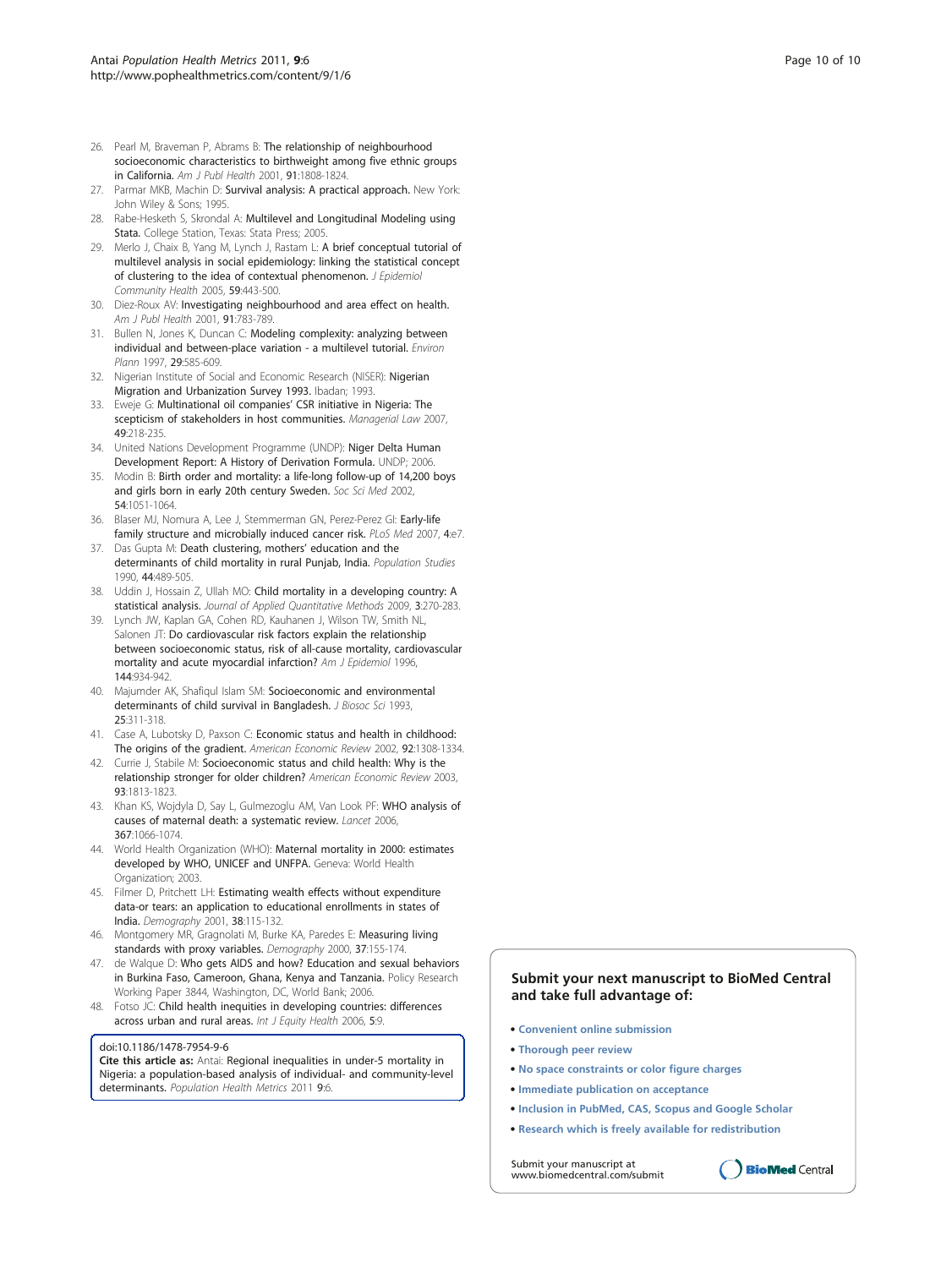26. Pearl M, Braveman P, Abrams B: **The relationship of neighbourhood socioeconomic characteristics to birthweight among five ethnic groups in California.** *Am J Publ Health* 2001, **91**:1808-1824.
27. Parmar MKB, Machin D: **Survival analysis: A practical approach.** New York: John Wiley & Sons; 1995.
28. Rabe-Hesketh S, Skrondal A: **Multilevel and Longitudinal Modeling using Stata.** College Station, Texas: Stata Press; 2005.
29. Merlo J, Chaix B, Yang M, Lynch J, Rastam L: **A brief conceptual tutorial of multilevel analysis in social epidemiology: linking the statistical concept of clustering to the idea of contextual phenomenon.** *J Epidemiol Community Health* 2005, **59**:443-500.
30. Diez-Roux AV: **Investigating neighbourhood and area effect on health.** *Am J Publ Health* 2001, **91**:783-789.
31. Bullen N, Jones K, Duncan C: **Modeling complexity: analyzing between individual and between-place variation - a multilevel tutorial.** *Environ Plann* 1997, **29**:585-609.
32. Nigerian Institute of Social and Economic Research (NISER): **Nigerian Migration and Urbanization Survey 1993.** Ibadan; 1993.
33. Eweje G: **Multinational oil companies' CSR initiative in Nigeria: The scepticism of stakeholders in host communities.** *Managerial Law* 2007, **49**:218-235.
34. United Nations Development Programme (UNDP): **Niger Delta Human Development Report: A History of Derivation Formula.** UNDP; 2006.
35. Modin B: **Birth order and mortality: a life-long follow-up of 14,200 boys and girls born in early 20th century Sweden.** *Soc Sci Med* 2002, **54**:1051-1064.
36. Blaser MJ, Nomura A, Lee J, Stemmerman GN, Perez-Perez GI: **Early-life family structure and microbially induced cancer risk.** *PLoS Med* 2007, **4**:e7.
37. Das Gupta M: **Death clustering, mothers' education and the determinants of child mortality in rural Punjab, India.** *Population Studies* 1990, **44**:489-505.
38. Uddin J, Hossain Z, Ullah MO: **Child mortality in a developing country: A statistical analysis.** *Journal of Applied Quantitative Methods* 2009, **3**:270-283.
39. Lynch JW, Kaplan GA, Cohen RD, Kauhanen J, Wilson TW, Smith NL, Salonen JT: **Do cardiovascular risk factors explain the relationship between socioeconomic status, risk of all-cause mortality, cardiovascular mortality and acute myocardial infarction?** *Am J Epidemiol* 1996, **144**:934-942.
40. Majumder AK, Shafiqul Islam SM: **Socioeconomic and environmental determinants of child survival in Bangladesh.** *J Biosoc Sci* 1993, **25**:311-318.
41. Case A, Lubotsky D, Paxson C: **Economic status and health in childhood: The origins of the gradient.** *American Economic Review* 2002, **92**:1308-1334.
42. Currie J, Stabile M: **Socioeconomic status and child health: Why is the relationship stronger for older children?** *American Economic Review* 2003, **93**:1813-1823.
43. Khan KS, Wojdyla D, Say L, Gulmezoglu AM, Van Look PF: **WHO analysis of causes of maternal death: a systematic review.** *Lancet* 2006, **367**:1066-1074.
44. World Health Organization (WHO): **Maternal mortality in 2000: estimates developed by WHO, UNICEF and UNFPA.** Geneva: World Health Organization; 2003.
45. Filmer D, Pritchett LH: **Estimating wealth effects without expenditure data-or tears: an application to educational enrollments in states of India.** *Demography* 2001, **38**:115-132.
46. Montgomery MR, Gragnolati M, Burke KA, Paredes E: **Measuring living standards with proxy variables.** *Demography* 2000, **37**:155-174.
47. de Walque D: **Who gets AIDS and how? Education and sexual behaviors in Burkina Faso, Cameroon, Ghana, Kenya and Tanzania.** Policy Research Working Paper 3844, Washington, DC, World Bank; 2006.
48. Fotso JC: **Child health inequities in developing countries: differences across urban and rural areas.** *Int J Equity Health* 2006, **5**:9.

doi:10.1186/1478-7954-9-6

**Cite this article as:** Antai: Regional inequalities in under-5 mortality in Nigeria: a population-based analysis of individual- and community-level determinants. *Population Health Metrics* 2011 **9**:6.

**Submit your next manuscript to BioMed Central and take full advantage of:**

- Convenient online submission
- Thorough peer review
- No space constraints or color figure charges
- Immediate publication on acceptance
- Inclusion in PubMed, CAS, Scopus and Google Scholar
- Research which is freely available for redistribution

Submit your manuscript at www.biomedcentral.com/submit

BioMed Central